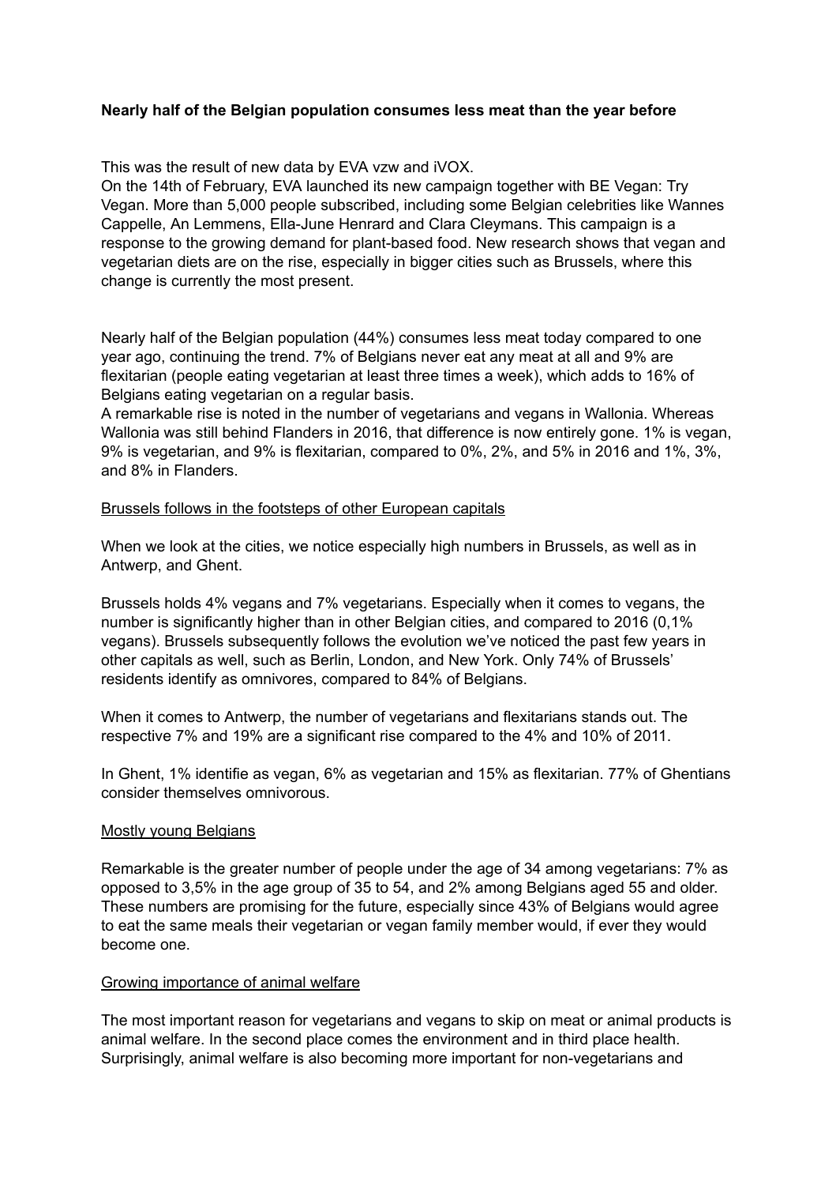**Nearly half of the Belgian population consumes less meat than the year before**

This was the result of new data by EVA vzw and iVOX.
On the 14th of February, EVA launched its new campaign together with BE Vegan: Try Vegan. More than 5,000 people subscribed, including some Belgian celebrities like Wannes Cappelle, An Lemmens, Ella-June Henrard and Clara Cleymans. This campaign is a response to the growing demand for plant-based food. New research shows that vegan and vegetarian diets are on the rise, especially in bigger cities such as Brussels, where this change is currently the most present.

Nearly half of the Belgian population (44%) consumes less meat today compared to one year ago, continuing the trend. 7% of Belgians never eat any meat at all and 9% are flexitarian (people eating vegetarian at least three times a week), which adds to 16% of Belgians eating vegetarian on a regular basis.
A remarkable rise is noted in the number of vegetarians and vegans in Wallonia. Whereas Wallonia was still behind Flanders in 2016, that difference is now entirely gone. 1% is vegan, 9% is vegetarian, and 9% is flexitarian, compared to 0%, 2%, and 5% in 2016 and 1%, 3%, and 8% in Flanders.

<u>Brussels follows in the footsteps of other European capitals</u>

When we look at the cities, we notice especially high numbers in Brussels, as well as in Antwerp, and Ghent.

Brussels holds 4% vegans and 7% vegetarians. Especially when it comes to vegans, the number is significantly higher than in other Belgian cities, and compared to 2016 (0,1% vegans). Brussels subsequently follows the evolution we've noticed the past few years in other capitals as well, such as Berlin, London, and New York. Only 74% of Brussels' residents identify as omnivores, compared to 84% of Belgians.

When it comes to Antwerp, the number of vegetarians and flexitarians stands out. The respective 7% and 19% are a significant rise compared to the 4% and 10% of 2011.

In Ghent, 1% identifie as vegan, 6% as vegetarian and 15% as flexitarian. 77% of Ghentians consider themselves omnivorous.

<u>Mostly young Belgians</u>

Remarkable is the greater number of people under the age of 34 among vegetarians: 7% as opposed to 3,5% in the age group of 35 to 54, and 2% among Belgians aged 55 and older. These numbers are promising for the future, especially since 43% of Belgians would agree to eat the same meals their vegetarian or vegan family member would, if ever they would become one.

<u>Growing importance of animal welfare</u>

The most important reason for vegetarians and vegans to skip on meat or animal products is animal welfare. In the second place comes the environment and in third place health. Surprisingly, animal welfare is also becoming more important for non-vegetarians and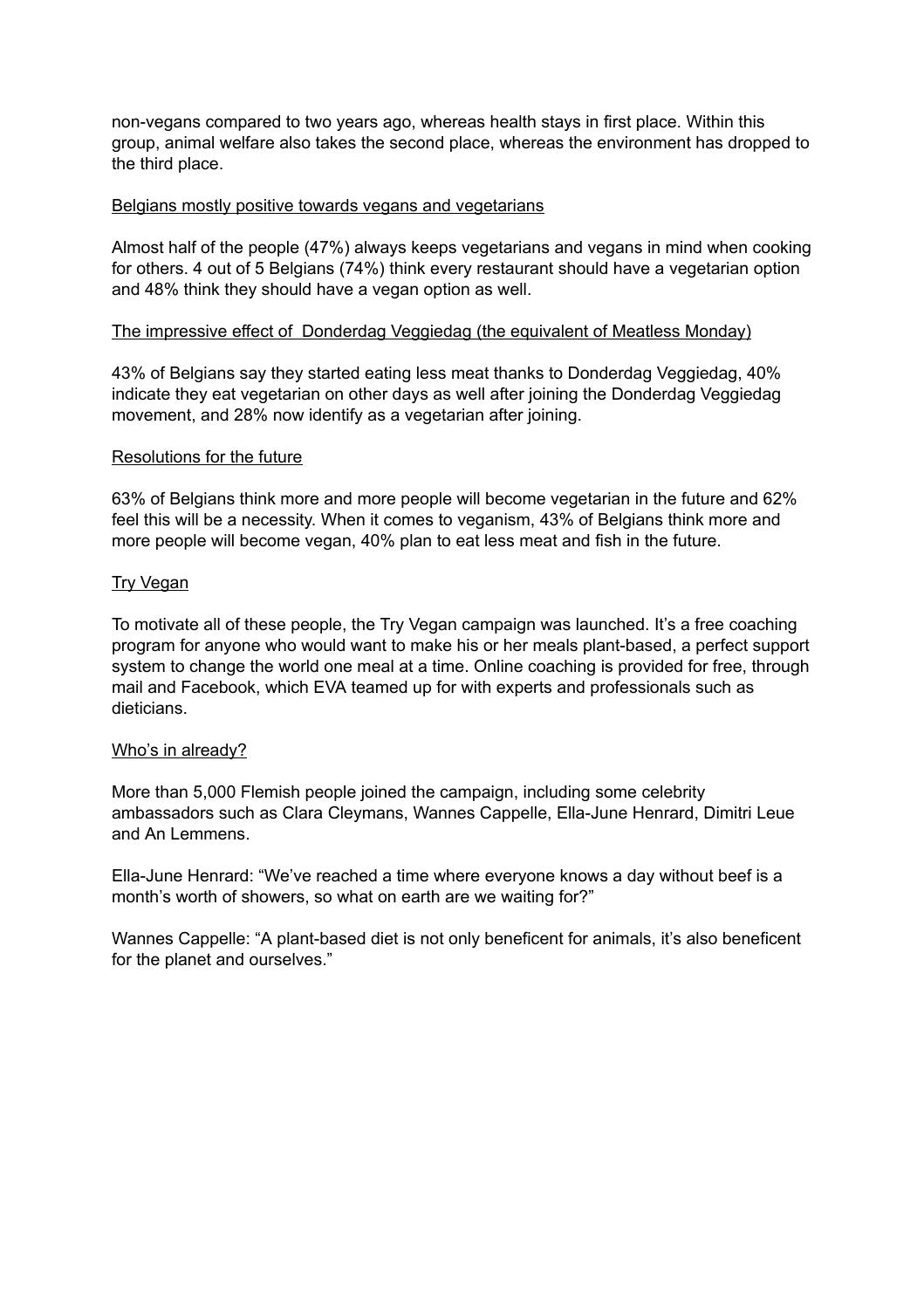non-vegans compared to two years ago, whereas health stays in first place. Within this group, animal welfare also takes the second place, whereas the environment has dropped to the third place.

## Belgians mostly positive towards vegans and vegetarians

Almost half of the people (47%) always keeps vegetarians and vegans in mind when cooking for others. 4 out of 5 Belgians (74%) think every restaurant should have a vegetarian option and 48% think they should have a vegan option as well.

## The impressive effect of  Donderdag Veggiedag (the equivalent of Meatless Monday)

43% of Belgians say they started eating less meat thanks to Donderdag Veggiedag, 40% indicate they eat vegetarian on other days as well after joining the Donderdag Veggiedag movement, and 28% now identify as a vegetarian after joining.

## Resolutions for the future

63% of Belgians think more and more people will become vegetarian in the future and 62% feel this will be a necessity. When it comes to veganism, 43% of Belgians think more and more people will become vegan, 40% plan to eat less meat and fish in the future.

## Try Vegan

To motivate all of these people, the Try Vegan campaign was launched. It's a free coaching program for anyone who would want to make his or her meals plant-based, a perfect support system to change the world one meal at a time. Online coaching is provided for free, through mail and Facebook, which EVA teamed up for with experts and professionals such as dieticians.

## Who's in already?

More than 5,000 Flemish people joined the campaign, including some celebrity ambassadors such as Clara Cleymans, Wannes Cappelle, Ella-June Henrard, Dimitri Leue and An Lemmens.

Ella-June Henrard: "We've reached a time where everyone knows a day without beef is a month's worth of showers, so what on earth are we waiting for?"

Wannes Cappelle: "A plant-based diet is not only beneficent for animals, it's also beneficent for the planet and ourselves."